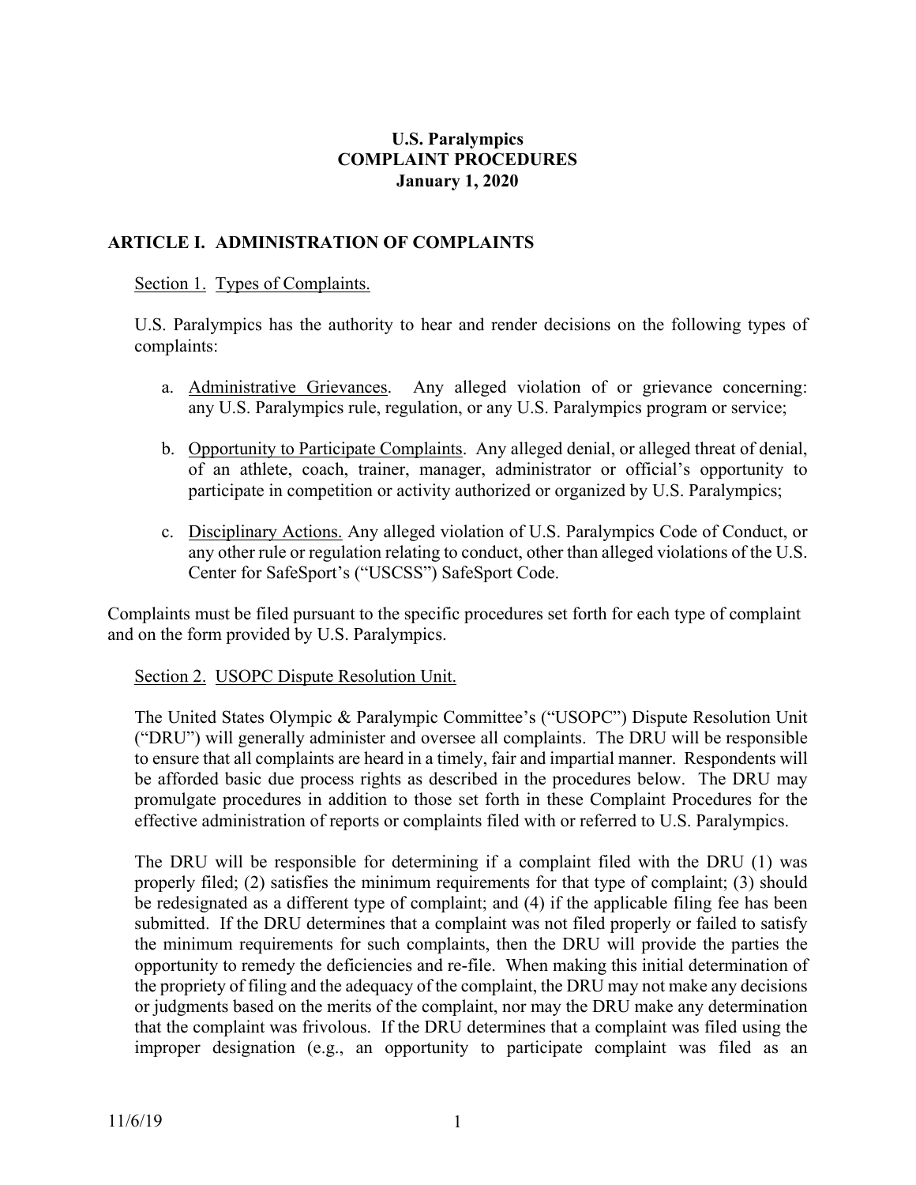# U.S. Paralympics COMPLAINT PROCEDURES January 1, 2020

## ARTICLE I. ADMINISTRATION OF COMPLAINTS

### Section 1. Types of Complaints.

U.S. Paralympics has the authority to hear and render decisions on the following types of complaints:

a. Administrative Grievances. Any alleged violation of or grievance concerning: any U.S. Paralympics rule, regulation, or any U.S. Paralympics program or service;

b. Opportunity to Participate Complaints. Any alleged denial, or alleged threat of denial, of an athlete, coach, trainer, manager, administrator or official's opportunity to participate in competition or activity authorized or organized by U.S. Paralympics;

c. Disciplinary Actions. Any alleged violation of U.S. Paralympics Code of Conduct, or any other rule or regulation relating to conduct, other than alleged violations of the U.S. Center for SafeSport's ("USCSS") SafeSport Code.

Complaints must be filed pursuant to the specific procedures set forth for each type of complaint and on the form provided by U.S. Paralympics.

### Section 2. USOPC Dispute Resolution Unit.

The United States Olympic & Paralympic Committee's ("USOPC") Dispute Resolution Unit ("DRU") will generally administer and oversee all complaints. The DRU will be responsible to ensure that all complaints are heard in a timely, fair and impartial manner. Respondents will be afforded basic due process rights as described in the procedures below. The DRU may promulgate procedures in addition to those set forth in these Complaint Procedures for the effective administration of reports or complaints filed with or referred to U.S. Paralympics.

The DRU will be responsible for determining if a complaint filed with the DRU (1) was properly filed; (2) satisfies the minimum requirements for that type of complaint; (3) should be redesignated as a different type of complaint; and (4) if the applicable filing fee has been submitted. If the DRU determines that a complaint was not filed properly or failed to satisfy the minimum requirements for such complaints, then the DRU will provide the parties the opportunity to remedy the deficiencies and re-file. When making this initial determination of the propriety of filing and the adequacy of the complaint, the DRU may not make any decisions or judgments based on the merits of the complaint, nor may the DRU make any determination that the complaint was frivolous. If the DRU determines that a complaint was filed using the improper designation (e.g., an opportunity to participate complaint was filed as an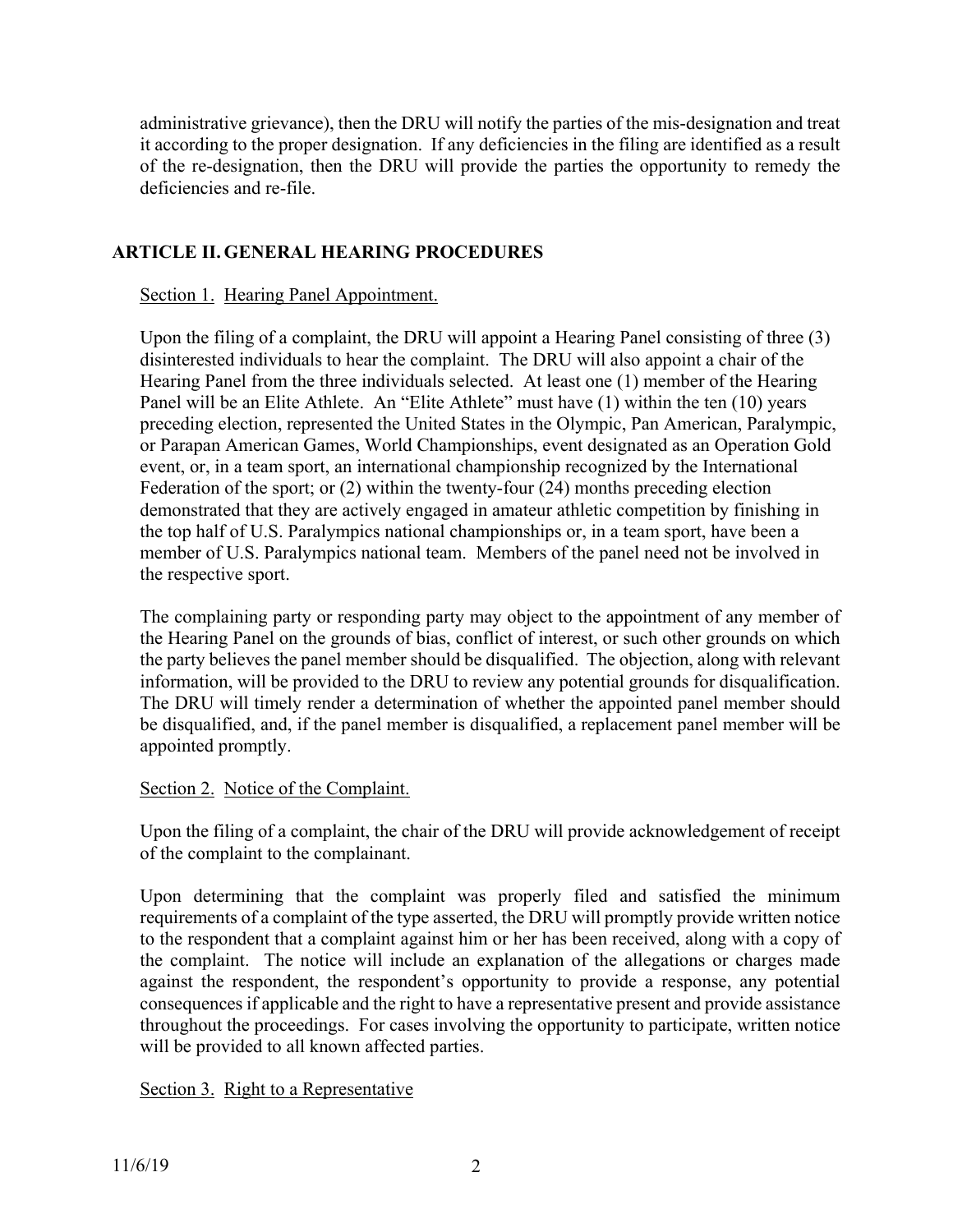administrative grievance), then the DRU will notify the parties of the mis-designation and treat it according to the proper designation. If any deficiencies in the filing are identified as a result of the re-designation, then the DRU will provide the parties the opportunity to remedy the deficiencies and re-file.

## ARTICLE II. GENERAL HEARING PROCEDURES

Section 1. Hearing Panel Appointment.

Upon the filing of a complaint, the DRU will appoint a Hearing Panel consisting of three (3) disinterested individuals to hear the complaint. The DRU will also appoint a chair of the Hearing Panel from the three individuals selected. At least one (1) member of the Hearing Panel will be an Elite Athlete. An "Elite Athlete" must have (1) within the ten (10) years preceding election, represented the United States in the Olympic, Pan American, Paralympic, or Parapan American Games, World Championships, event designated as an Operation Gold event, or, in a team sport, an international championship recognized by the International Federation of the sport; or (2) within the twenty-four (24) months preceding election demonstrated that they are actively engaged in amateur athletic competition by finishing in the top half of U.S. Paralympics national championships or, in a team sport, have been a member of U.S. Paralympics national team. Members of the panel need not be involved in the respective sport.

The complaining party or responding party may object to the appointment of any member of the Hearing Panel on the grounds of bias, conflict of interest, or such other grounds on which the party believes the panel member should be disqualified. The objection, along with relevant information, will be provided to the DRU to review any potential grounds for disqualification. The DRU will timely render a determination of whether the appointed panel member should be disqualified, and, if the panel member is disqualified, a replacement panel member will be appointed promptly.

Section 2. Notice of the Complaint.

Upon the filing of a complaint, the chair of the DRU will provide acknowledgement of receipt of the complaint to the complainant.

Upon determining that the complaint was properly filed and satisfied the minimum requirements of a complaint of the type asserted, the DRU will promptly provide written notice to the respondent that a complaint against him or her has been received, along with a copy of the complaint. The notice will include an explanation of the allegations or charges made against the respondent, the respondent's opportunity to provide a response, any potential consequences if applicable and the right to have a representative present and provide assistance throughout the proceedings. For cases involving the opportunity to participate, written notice will be provided to all known affected parties.

Section 3. Right to a Representative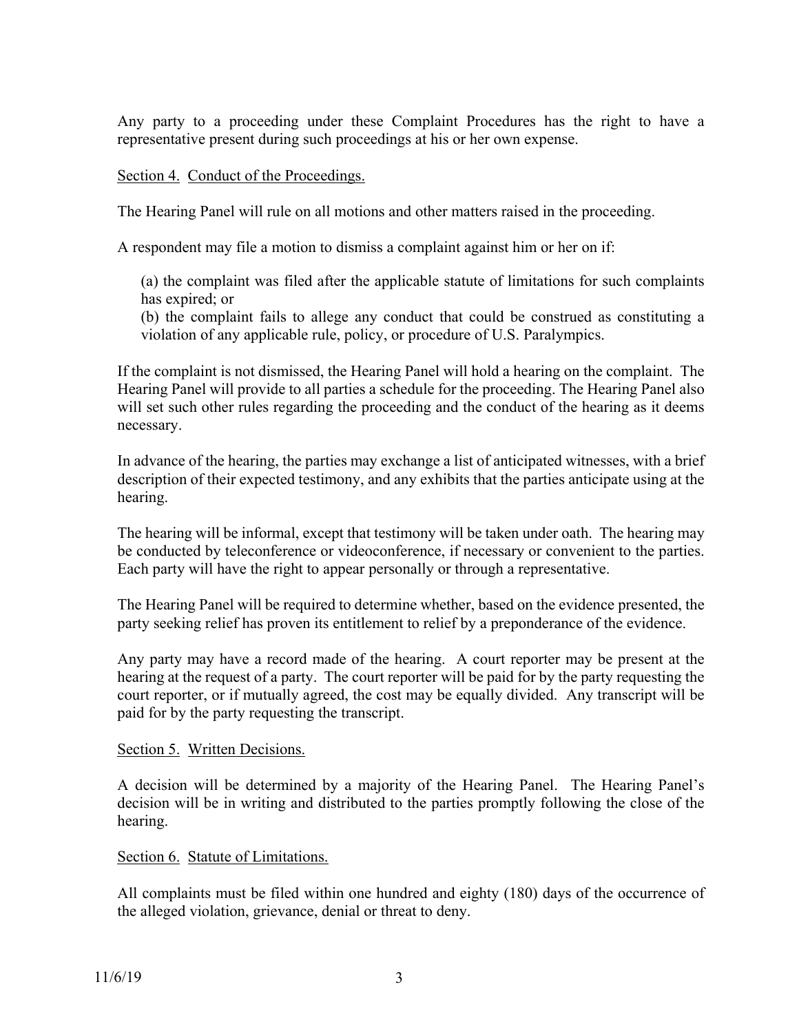Any party to a proceeding under these Complaint Procedures has the right to have a representative present during such proceedings at his or her own expense.

Section 4. Conduct of the Proceedings.

The Hearing Panel will rule on all motions and other matters raised in the proceeding.

A respondent may file a motion to dismiss a complaint against him or her on if:

(a) the complaint was filed after the applicable statute of limitations for such complaints has expired; or
(b) the complaint fails to allege any conduct that could be construed as constituting a violation of any applicable rule, policy, or procedure of U.S. Paralympics.

If the complaint is not dismissed, the Hearing Panel will hold a hearing on the complaint. The Hearing Panel will provide to all parties a schedule for the proceeding. The Hearing Panel also will set such other rules regarding the proceeding and the conduct of the hearing as it deems necessary.

In advance of the hearing, the parties may exchange a list of anticipated witnesses, with a brief description of their expected testimony, and any exhibits that the parties anticipate using at the hearing.

The hearing will be informal, except that testimony will be taken under oath. The hearing may be conducted by teleconference or videoconference, if necessary or convenient to the parties. Each party will have the right to appear personally or through a representative.

The Hearing Panel will be required to determine whether, based on the evidence presented, the party seeking relief has proven its entitlement to relief by a preponderance of the evidence.

Any party may have a record made of the hearing. A court reporter may be present at the hearing at the request of a party. The court reporter will be paid for by the party requesting the court reporter, or if mutually agreed, the cost may be equally divided. Any transcript will be paid for by the party requesting the transcript.

Section 5. Written Decisions.

A decision will be determined by a majority of the Hearing Panel. The Hearing Panel's decision will be in writing and distributed to the parties promptly following the close of the hearing.

Section 6. Statute of Limitations.

All complaints must be filed within one hundred and eighty (180) days of the occurrence of the alleged violation, grievance, denial or threat to deny.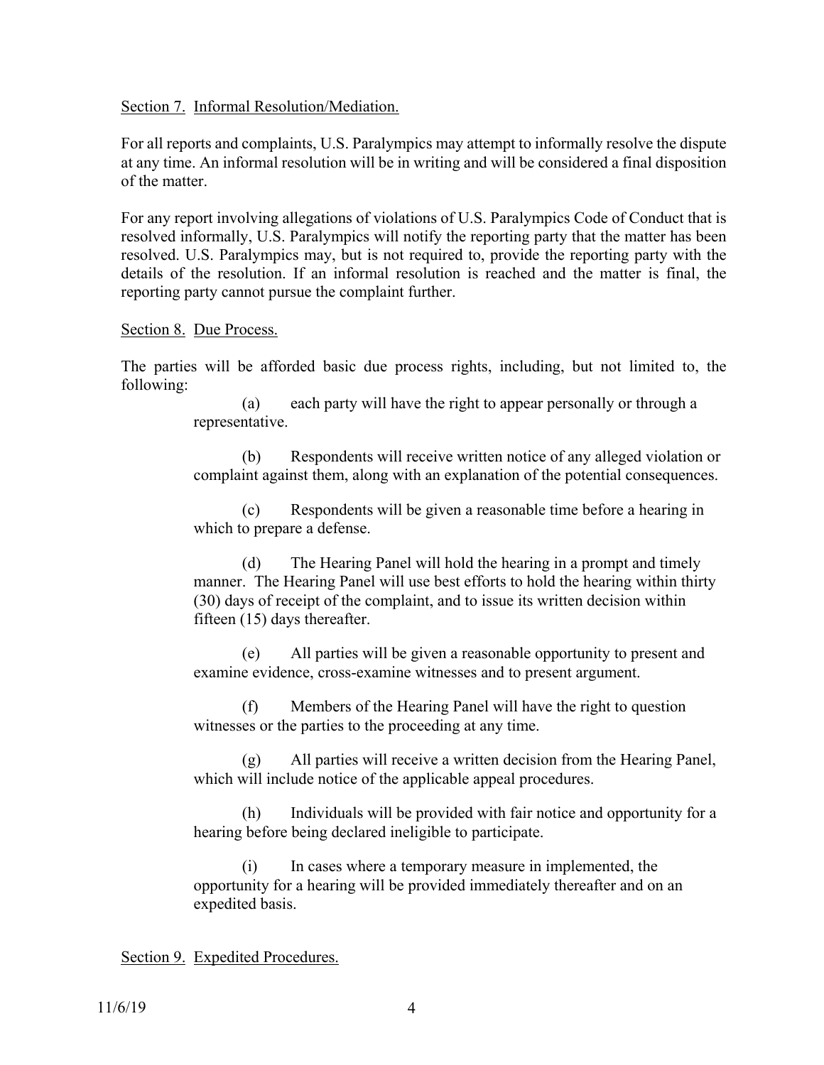Section 7. Informal Resolution/Mediation.

For all reports and complaints, U.S. Paralympics may attempt to informally resolve the dispute at any time. An informal resolution will be in writing and will be considered a final disposition of the matter.

For any report involving allegations of violations of U.S. Paralympics Code of Conduct that is resolved informally, U.S. Paralympics will notify the reporting party that the matter has been resolved. U.S. Paralympics may, but is not required to, provide the reporting party with the details of the resolution. If an informal resolution is reached and the matter is final, the reporting party cannot pursue the complaint further.

Section 8. Due Process.

The parties will be afforded basic due process rights, including, but not limited to, the following:

(a) each party will have the right to appear personally or through a representative.

(b) Respondents will receive written notice of any alleged violation or complaint against them, along with an explanation of the potential consequences.

(c) Respondents will be given a reasonable time before a hearing in which to prepare a defense.

(d) The Hearing Panel will hold the hearing in a prompt and timely manner. The Hearing Panel will use best efforts to hold the hearing within thirty (30) days of receipt of the complaint, and to issue its written decision within fifteen (15) days thereafter.

(e) All parties will be given a reasonable opportunity to present and examine evidence, cross-examine witnesses and to present argument.

(f) Members of the Hearing Panel will have the right to question witnesses or the parties to the proceeding at any time.

(g) All parties will receive a written decision from the Hearing Panel, which will include notice of the applicable appeal procedures.

(h) Individuals will be provided with fair notice and opportunity for a hearing before being declared ineligible to participate.

(i) In cases where a temporary measure in implemented, the opportunity for a hearing will be provided immediately thereafter and on an expedited basis.

Section 9. Expedited Procedures.

11/6/19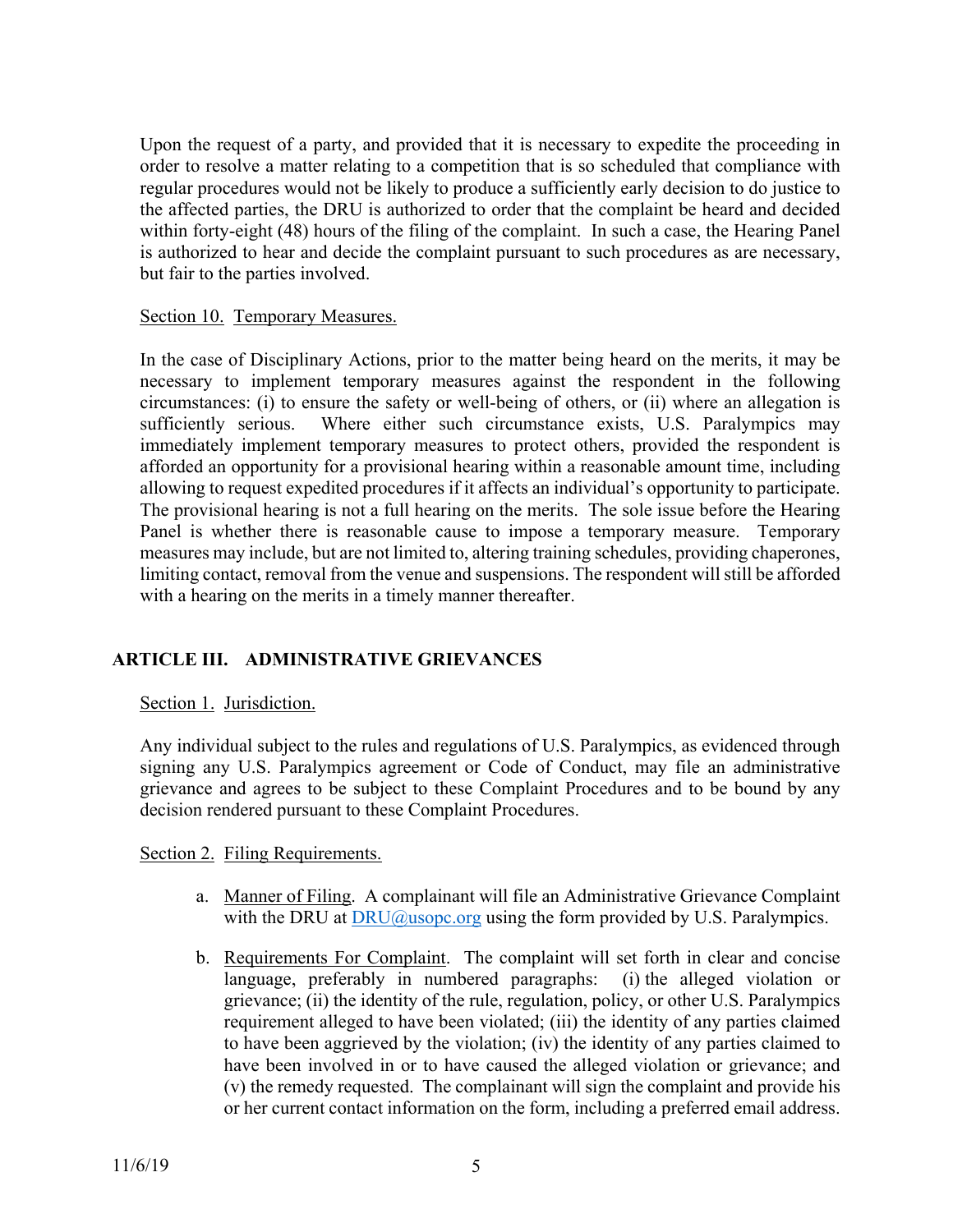Upon the request of a party, and provided that it is necessary to expedite the proceeding in order to resolve a matter relating to a competition that is so scheduled that compliance with regular procedures would not be likely to produce a sufficiently early decision to do justice to the affected parties, the DRU is authorized to order that the complaint be heard and decided within forty-eight (48) hours of the filing of the complaint. In such a case, the Hearing Panel is authorized to hear and decide the complaint pursuant to such procedures as are necessary, but fair to the parties involved.

Section 10. Temporary Measures.

In the case of Disciplinary Actions, prior to the matter being heard on the merits, it may be necessary to implement temporary measures against the respondent in the following circumstances: (i) to ensure the safety or well-being of others, or (ii) where an allegation is sufficiently serious. Where either such circumstance exists, U.S. Paralympics may immediately implement temporary measures to protect others, provided the respondent is afforded an opportunity for a provisional hearing within a reasonable amount time, including allowing to request expedited procedures if it affects an individual's opportunity to participate. The provisional hearing is not a full hearing on the merits. The sole issue before the Hearing Panel is whether there is reasonable cause to impose a temporary measure. Temporary measures may include, but are not limited to, altering training schedules, providing chaperones, limiting contact, removal from the venue and suspensions. The respondent will still be afforded with a hearing on the merits in a timely manner thereafter.

## ARTICLE III. ADMINISTRATIVE GRIEVANCES

Section 1. Jurisdiction.

Any individual subject to the rules and regulations of U.S. Paralympics, as evidenced through signing any U.S. Paralympics agreement or Code of Conduct, may file an administrative grievance and agrees to be subject to these Complaint Procedures and to be bound by any decision rendered pursuant to these Complaint Procedures.

Section 2. Filing Requirements.

a. Manner of Filing. A complainant will file an Administrative Grievance Complaint with the DRU at DRU@usopc.org using the form provided by U.S. Paralympics.

b. Requirements For Complaint. The complaint will set forth in clear and concise language, preferably in numbered paragraphs: (i) the alleged violation or grievance; (ii) the identity of the rule, regulation, policy, or other U.S. Paralympics requirement alleged to have been violated; (iii) the identity of any parties claimed to have been aggrieved by the violation; (iv) the identity of any parties claimed to have been involved in or to have caused the alleged violation or grievance; and (v) the remedy requested. The complainant will sign the complaint and provide his or her current contact information on the form, including a preferred email address.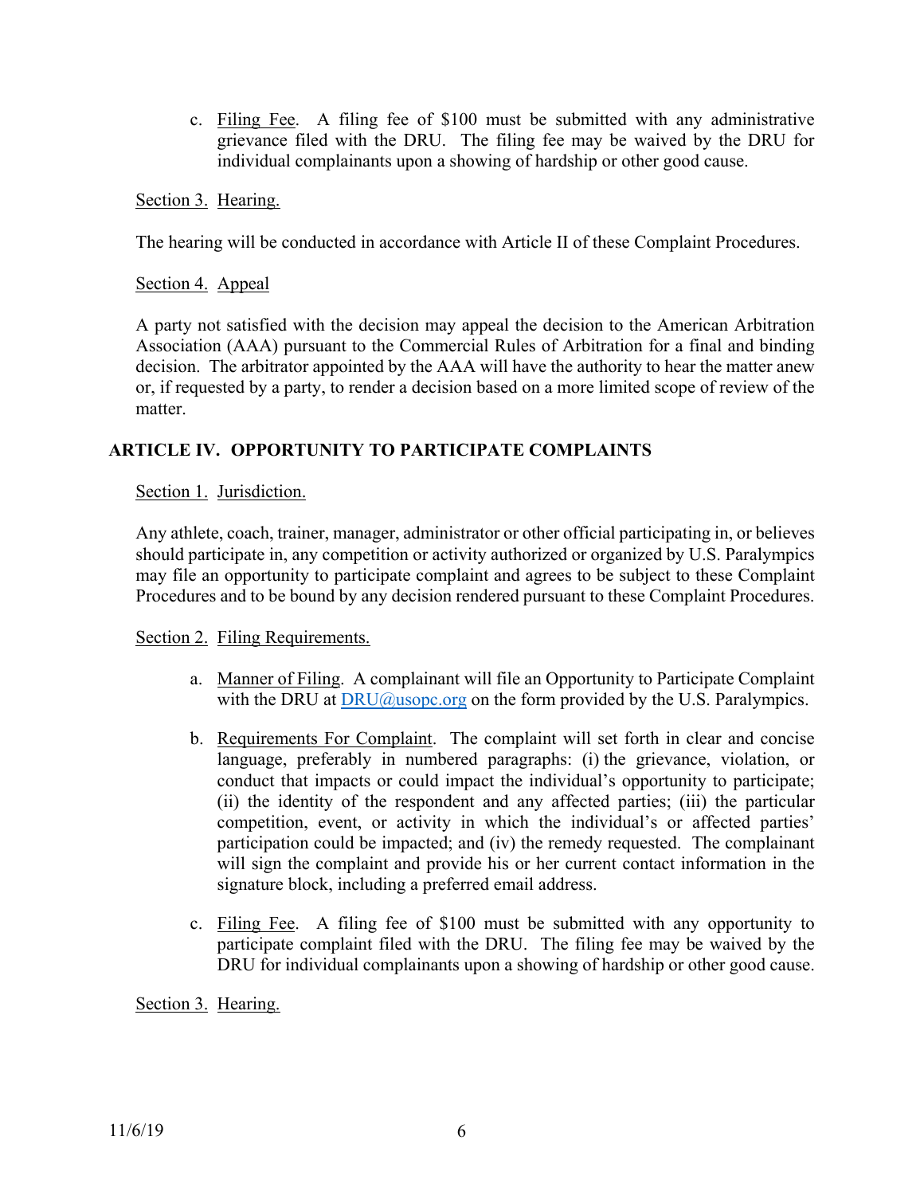c. Filing Fee. A filing fee of $100 must be submitted with any administrative grievance filed with the DRU. The filing fee may be waived by the DRU for individual complainants upon a showing of hardship or other good cause.

Section 3. Hearing.

The hearing will be conducted in accordance with Article II of these Complaint Procedures.

Section 4. Appeal

A party not satisfied with the decision may appeal the decision to the American Arbitration Association (AAA) pursuant to the Commercial Rules of Arbitration for a final and binding decision. The arbitrator appointed by the AAA will have the authority to hear the matter anew or, if requested by a party, to render a decision based on a more limited scope of review of the matter.

## ARTICLE IV. OPPORTUNITY TO PARTICIPATE COMPLAINTS

Section 1. Jurisdiction.

Any athlete, coach, trainer, manager, administrator or other official participating in, or believes should participate in, any competition or activity authorized or organized by U.S. Paralympics may file an opportunity to participate complaint and agrees to be subject to these Complaint Procedures and to be bound by any decision rendered pursuant to these Complaint Procedures.

Section 2. Filing Requirements.

a. Manner of Filing. A complainant will file an Opportunity to Participate Complaint with the DRU at DRU@usopc.org on the form provided by the U.S. Paralympics.

b. Requirements For Complaint. The complaint will set forth in clear and concise language, preferably in numbered paragraphs: (i) the grievance, violation, or conduct that impacts or could impact the individual's opportunity to participate; (ii) the identity of the respondent and any affected parties; (iii) the particular competition, event, or activity in which the individual's or affected parties' participation could be impacted; and (iv) the remedy requested. The complainant will sign the complaint and provide his or her current contact information in the signature block, including a preferred email address.

c. Filing Fee. A filing fee of $100 must be submitted with any opportunity to participate complaint filed with the DRU. The filing fee may be waived by the DRU for individual complainants upon a showing of hardship or other good cause.

Section 3. Hearing.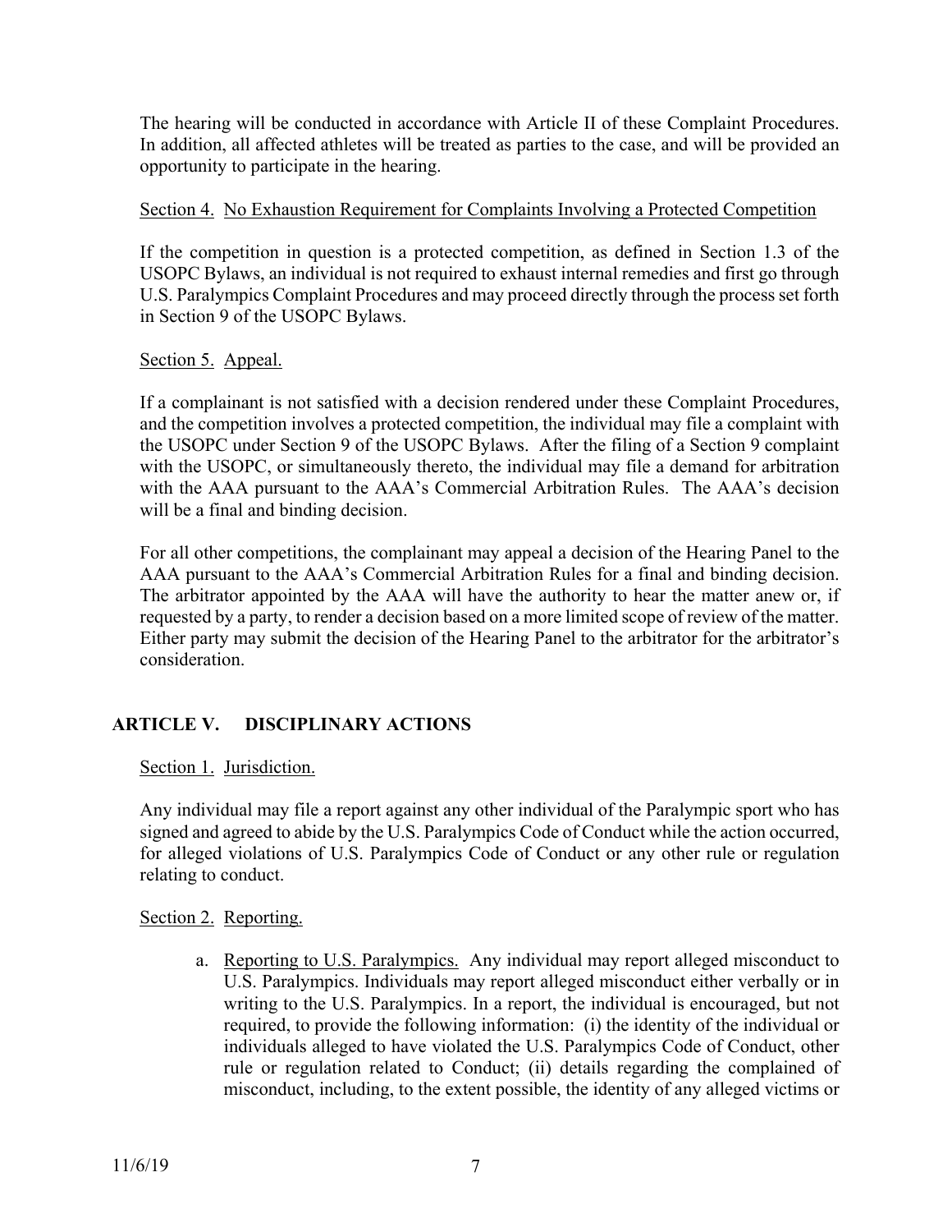The hearing will be conducted in accordance with Article II of these Complaint Procedures. In addition, all affected athletes will be treated as parties to the case, and will be provided an opportunity to participate in the hearing.

Section 4. No Exhaustion Requirement for Complaints Involving a Protected Competition

If the competition in question is a protected competition, as defined in Section 1.3 of the USOPC Bylaws, an individual is not required to exhaust internal remedies and first go through U.S. Paralympics Complaint Procedures and may proceed directly through the process set forth in Section 9 of the USOPC Bylaws.

Section 5. Appeal.

If a complainant is not satisfied with a decision rendered under these Complaint Procedures, and the competition involves a protected competition, the individual may file a complaint with the USOPC under Section 9 of the USOPC Bylaws. After the filing of a Section 9 complaint with the USOPC, or simultaneously thereto, the individual may file a demand for arbitration with the AAA pursuant to the AAA's Commercial Arbitration Rules. The AAA's decision will be a final and binding decision.

For all other competitions, the complainant may appeal a decision of the Hearing Panel to the AAA pursuant to the AAA's Commercial Arbitration Rules for a final and binding decision. The arbitrator appointed by the AAA will have the authority to hear the matter anew or, if requested by a party, to render a decision based on a more limited scope of review of the matter. Either party may submit the decision of the Hearing Panel to the arbitrator for the arbitrator's consideration.

## ARTICLE V. DISCIPLINARY ACTIONS

Section 1. Jurisdiction.

Any individual may file a report against any other individual of the Paralympic sport who has signed and agreed to abide by the U.S. Paralympics Code of Conduct while the action occurred, for alleged violations of U.S. Paralympics Code of Conduct or any other rule or regulation relating to conduct.

Section 2. Reporting.

a. Reporting to U.S. Paralympics. Any individual may report alleged misconduct to U.S. Paralympics. Individuals may report alleged misconduct either verbally or in writing to the U.S. Paralympics. In a report, the individual is encouraged, but not required, to provide the following information: (i) the identity of the individual or individuals alleged to have violated the U.S. Paralympics Code of Conduct, other rule or regulation related to Conduct; (ii) details regarding the complained of misconduct, including, to the extent possible, the identity of any alleged victims or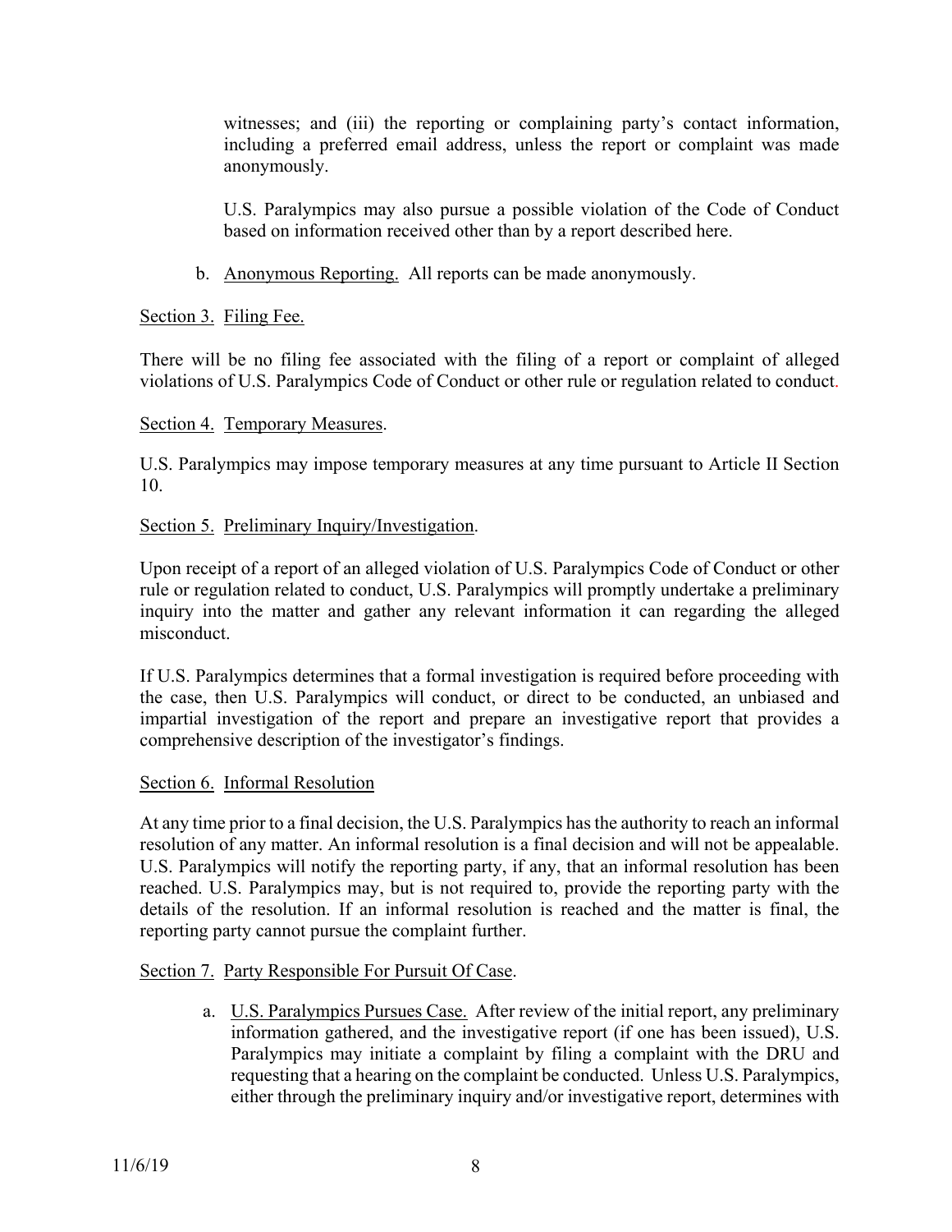witnesses; and (iii) the reporting or complaining party's contact information, including a preferred email address, unless the report or complaint was made anonymously.

U.S. Paralympics may also pursue a possible violation of the Code of Conduct based on information received other than by a report described here.

b. Anonymous Reporting. All reports can be made anonymously.

Section 3. Filing Fee.

There will be no filing fee associated with the filing of a report or complaint of alleged violations of U.S. Paralympics Code of Conduct or other rule or regulation related to conduct.

Section 4. Temporary Measures.

U.S. Paralympics may impose temporary measures at any time pursuant to Article II Section 10.

Section 5. Preliminary Inquiry/Investigation.

Upon receipt of a report of an alleged violation of U.S. Paralympics Code of Conduct or other rule or regulation related to conduct, U.S. Paralympics will promptly undertake a preliminary inquiry into the matter and gather any relevant information it can regarding the alleged misconduct.

If U.S. Paralympics determines that a formal investigation is required before proceeding with the case, then U.S. Paralympics will conduct, or direct to be conducted, an unbiased and impartial investigation of the report and prepare an investigative report that provides a comprehensive description of the investigator's findings.

Section 6. Informal Resolution

At any time prior to a final decision, the U.S. Paralympics has the authority to reach an informal resolution of any matter. An informal resolution is a final decision and will not be appealable. U.S. Paralympics will notify the reporting party, if any, that an informal resolution has been reached. U.S. Paralympics may, but is not required to, provide the reporting party with the details of the resolution. If an informal resolution is reached and the matter is final, the reporting party cannot pursue the complaint further.

Section 7. Party Responsible For Pursuit Of Case.

a. U.S. Paralympics Pursues Case. After review of the initial report, any preliminary information gathered, and the investigative report (if one has been issued), U.S. Paralympics may initiate a complaint by filing a complaint with the DRU and requesting that a hearing on the complaint be conducted. Unless U.S. Paralympics, either through the preliminary inquiry and/or investigative report, determines with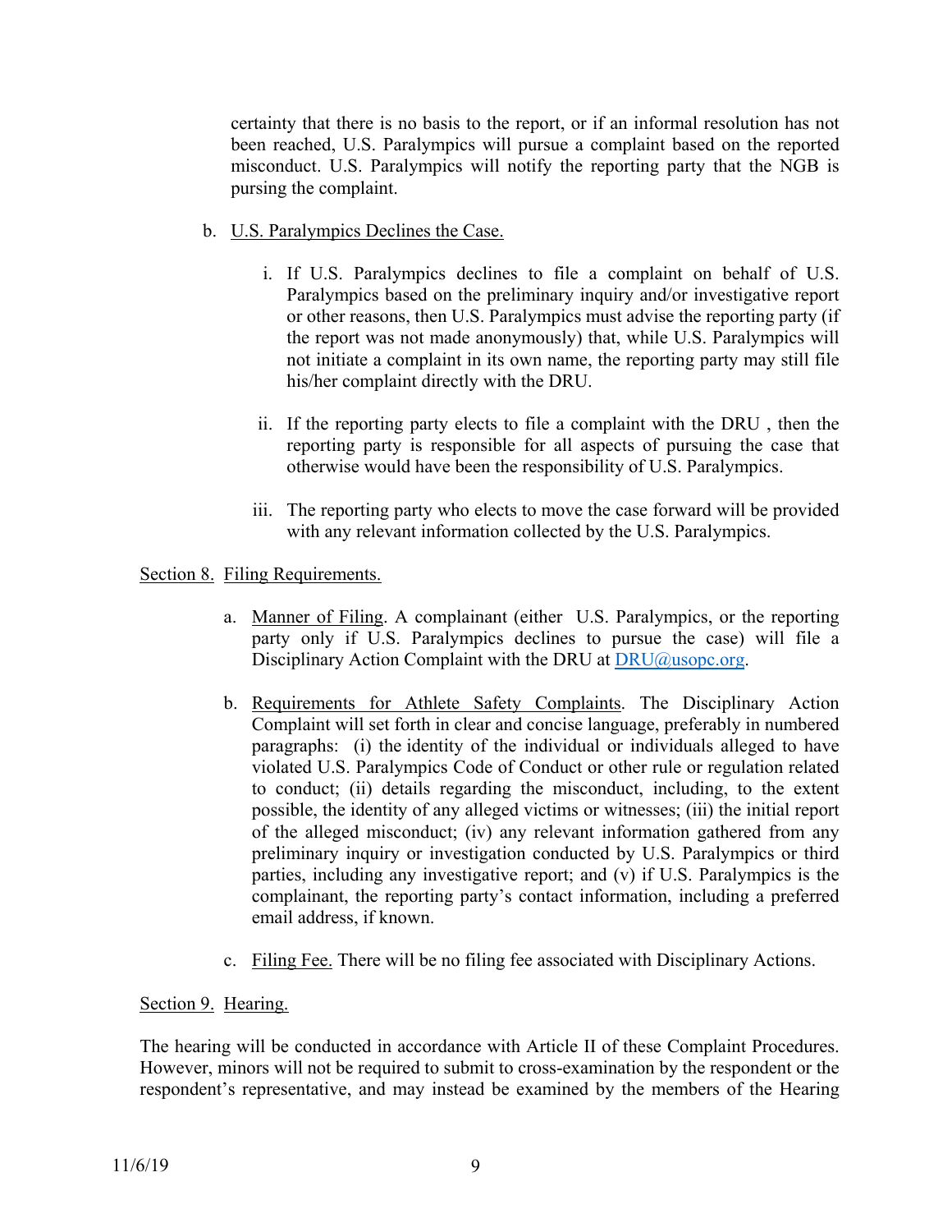certainty that there is no basis to the report, or if an informal resolution has not been reached, U.S. Paralympics will pursue a complaint based on the reported misconduct. U.S. Paralympics will notify the reporting party that the NGB is pursing the complaint.

b. U.S. Paralympics Declines the Case.

   i. If U.S. Paralympics declines to file a complaint on behalf of U.S. Paralympics based on the preliminary inquiry and/or investigative report or other reasons, then U.S. Paralympics must advise the reporting party (if the report was not made anonymously) that, while U.S. Paralympics will not initiate a complaint in its own name, the reporting party may still file his/her complaint directly with the DRU.

   ii. If the reporting party elects to file a complaint with the DRU , then the reporting party is responsible for all aspects of pursuing the case that otherwise would have been the responsibility of U.S. Paralympics.

   iii. The reporting party who elects to move the case forward will be provided with any relevant information collected by the U.S. Paralympics.

Section 8. Filing Requirements.

a. Manner of Filing. A complainant (either U.S. Paralympics, or the reporting party only if U.S. Paralympics declines to pursue the case) will file a Disciplinary Action Complaint with the DRU at DRU@usopc.org.

b. Requirements for Athlete Safety Complaints. The Disciplinary Action Complaint will set forth in clear and concise language, preferably in numbered paragraphs: (i) the identity of the individual or individuals alleged to have violated U.S. Paralympics Code of Conduct or other rule or regulation related to conduct; (ii) details regarding the misconduct, including, to the extent possible, the identity of any alleged victims or witnesses; (iii) the initial report of the alleged misconduct; (iv) any relevant information gathered from any preliminary inquiry or investigation conducted by U.S. Paralympics or third parties, including any investigative report; and (v) if U.S. Paralympics is the complainant, the reporting party's contact information, including a preferred email address, if known.

c. Filing Fee. There will be no filing fee associated with Disciplinary Actions.

Section 9. Hearing.

The hearing will be conducted in accordance with Article II of these Complaint Procedures. However, minors will not be required to submit to cross-examination by the respondent or the respondent's representative, and may instead be examined by the members of the Hearing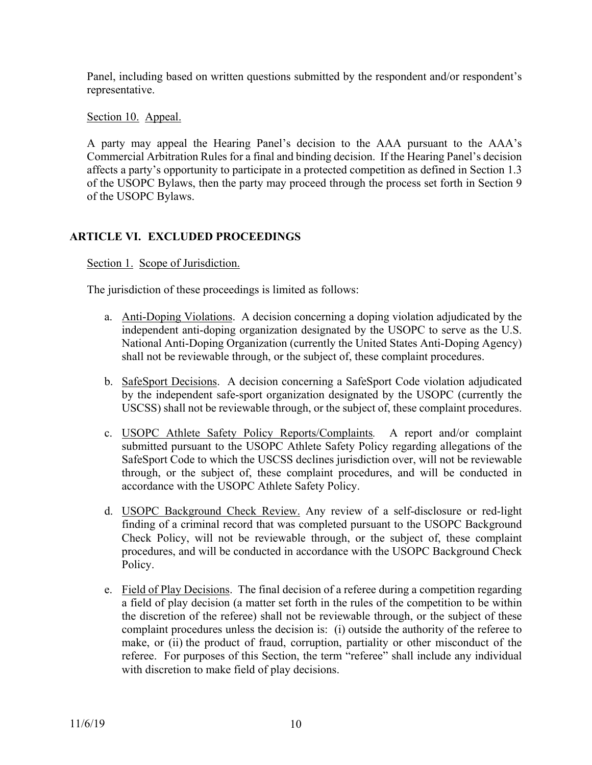Panel, including based on written questions submitted by the respondent and/or respondent's representative.

Section 10. Appeal.

A party may appeal the Hearing Panel's decision to the AAA pursuant to the AAA's Commercial Arbitration Rules for a final and binding decision. If the Hearing Panel's decision affects a party's opportunity to participate in a protected competition as defined in Section 1.3 of the USOPC Bylaws, then the party may proceed through the process set forth in Section 9 of the USOPC Bylaws.

## ARTICLE VI. EXCLUDED PROCEEDINGS

Section 1. Scope of Jurisdiction.

The jurisdiction of these proceedings is limited as follows:

a. Anti-Doping Violations. A decision concerning a doping violation adjudicated by the independent anti-doping organization designated by the USOPC to serve as the U.S. National Anti-Doping Organization (currently the United States Anti-Doping Agency) shall not be reviewable through, or the subject of, these complaint procedures.

b. SafeSport Decisions. A decision concerning a SafeSport Code violation adjudicated by the independent safe-sport organization designated by the USOPC (currently the USCSS) shall not be reviewable through, or the subject of, these complaint procedures.

c. USOPC Athlete Safety Policy Reports/Complaints*.* A report and/or complaint submitted pursuant to the USOPC Athlete Safety Policy regarding allegations of the SafeSport Code to which the USCSS declines jurisdiction over, will not be reviewable through, or the subject of, these complaint procedures, and will be conducted in accordance with the USOPC Athlete Safety Policy.

d. USOPC Background Check Review. Any review of a self-disclosure or red-light finding of a criminal record that was completed pursuant to the USOPC Background Check Policy, will not be reviewable through, or the subject of, these complaint procedures, and will be conducted in accordance with the USOPC Background Check Policy.

e. Field of Play Decisions. The final decision of a referee during a competition regarding a field of play decision (a matter set forth in the rules of the competition to be within the discretion of the referee) shall not be reviewable through, or the subject of these complaint procedures unless the decision is: (i) outside the authority of the referee to make, or (ii) the product of fraud, corruption, partiality or other misconduct of the referee. For purposes of this Section, the term "referee" shall include any individual with discretion to make field of play decisions.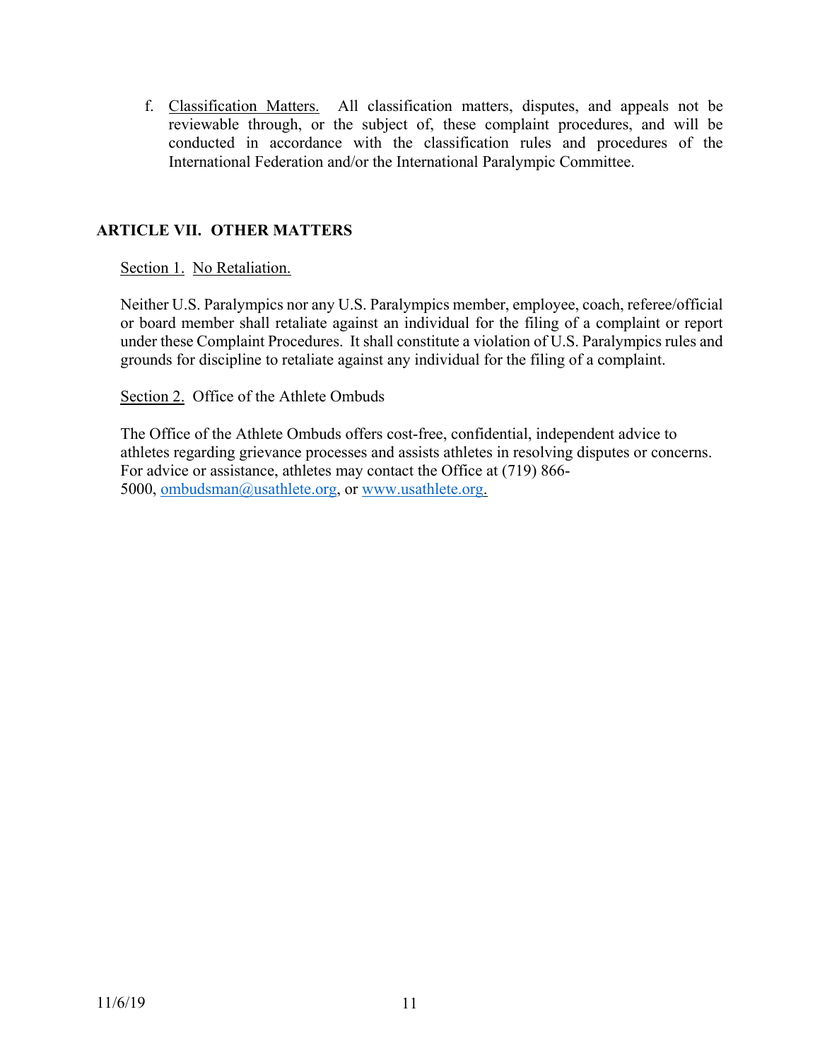f. Classification Matters. All classification matters, disputes, and appeals not be reviewable through, or the subject of, these complaint procedures, and will be conducted in accordance with the classification rules and procedures of the International Federation and/or the International Paralympic Committee.

## ARTICLE VII. OTHER MATTERS

Section 1. No Retaliation.

Neither U.S. Paralympics nor any U.S. Paralympics member, employee, coach, referee/official or board member shall retaliate against an individual for the filing of a complaint or report under these Complaint Procedures. It shall constitute a violation of U.S. Paralympics rules and grounds for discipline to retaliate against any individual for the filing of a complaint.

Section 2. Office of the Athlete Ombuds

The Office of the Athlete Ombuds offers cost-free, confidential, independent advice to athletes regarding grievance processes and assists athletes in resolving disputes or concerns. For advice or assistance, athletes may contact the Office at (719) 866-5000, ombudsman@usathlete.org, or www.usathlete.org.

11/6/19